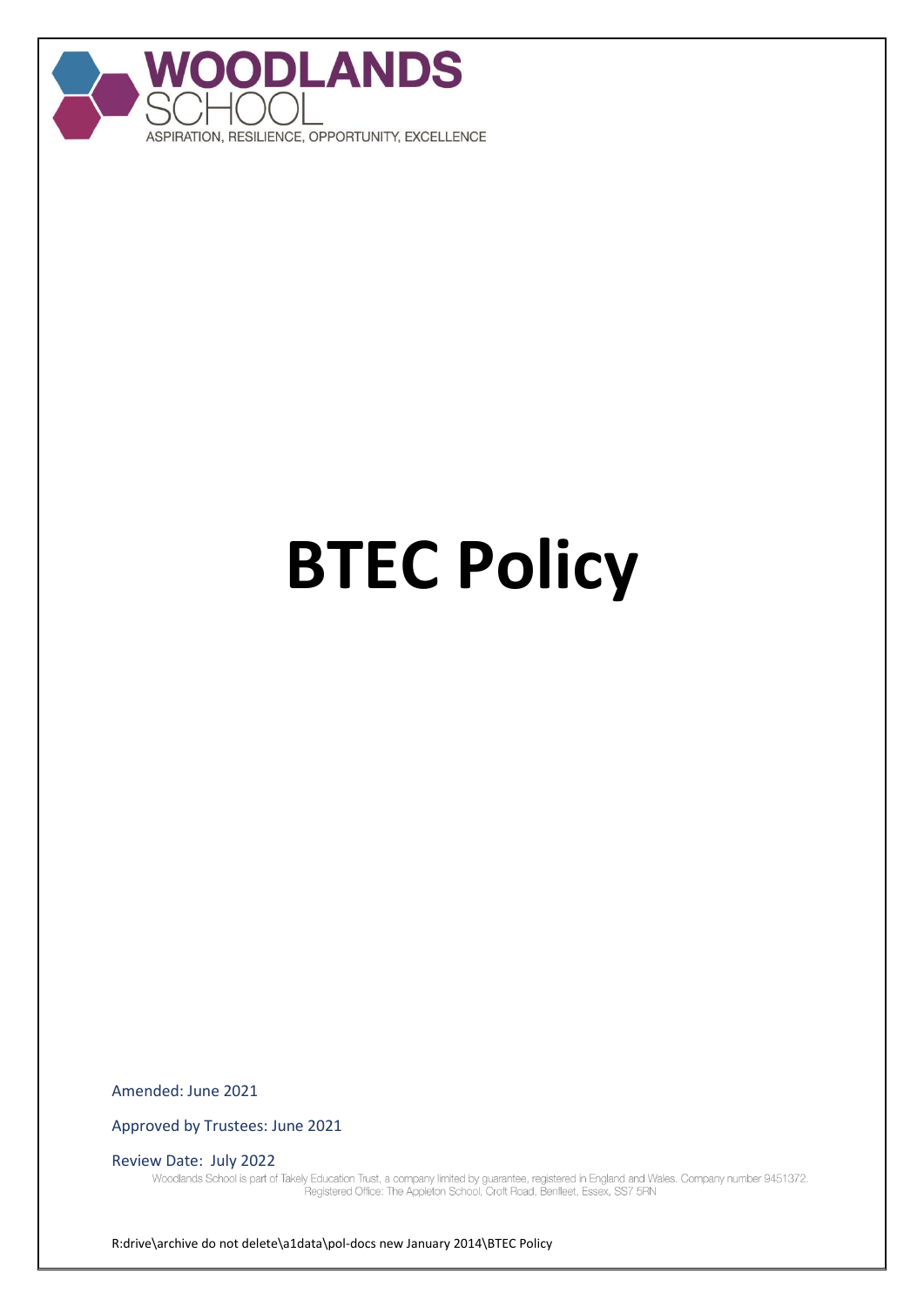# WOODLANDS SCHOOL

ASPIRATION, RESILIENCE, OPPORTUNITY, EXCELLENCE

# BTEC Policy

Amended: June 2021

Approved by Trustees: June 2021

Review Date: July 2022

Woodlands School is part of Takely Education Trust, a company limited by guarantee, registered in England and Wales. Company number 9451372. Registered Office: The Appleton School, Croft Road, Benfleet, Essex, SS7 5RN

R:drive\archive do not delete\a1data\pol-docs new January 2014\BTEC Policy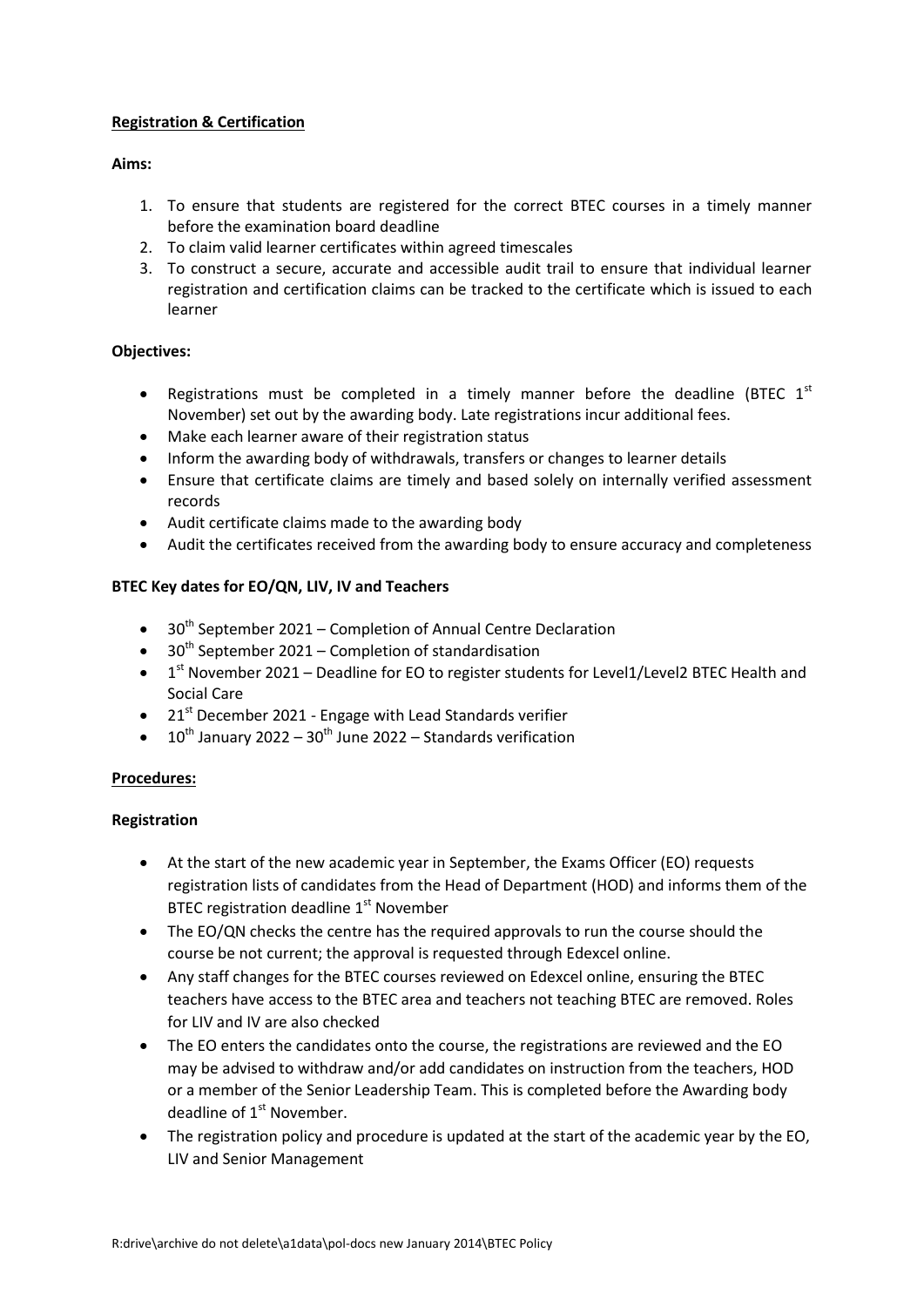**Registration & Certification**

**Aims:**

1. To ensure that students are registered for the correct BTEC courses in a timely manner before the examination board deadline
2. To claim valid learner certificates within agreed timescales
3. To construct a secure, accurate and accessible audit trail to ensure that individual learner registration and certification claims can be tracked to the certificate which is issued to each learner

**Objectives:**

- Registrations must be completed in a timely manner before the deadline (BTEC 1st November) set out by the awarding body. Late registrations incur additional fees.
- Make each learner aware of their registration status
- Inform the awarding body of withdrawals, transfers or changes to learner details
- Ensure that certificate claims are timely and based solely on internally verified assessment records
- Audit certificate claims made to the awarding body
- Audit the certificates received from the awarding body to ensure accuracy and completeness

**BTEC Key dates for EO/QN, LIV, IV and Teachers**

- 30th September 2021 – Completion of Annual Centre Declaration
- 30th September 2021 – Completion of standardisation
- 1st November 2021 – Deadline for EO to register students for Level1/Level2 BTEC Health and Social Care
- 21st December 2021 - Engage with Lead Standards verifier
- 10th January 2022 – 30th June 2022 – Standards verification

**Procedures:**

**Registration**

- At the start of the new academic year in September, the Exams Officer (EO) requests registration lists of candidates from the Head of Department (HOD) and informs them of the BTEC registration deadline 1st November
- The EO/QN checks the centre has the required approvals to run the course should the course be not current; the approval is requested through Edexcel online.
- Any staff changes for the BTEC courses reviewed on Edexcel online, ensuring the BTEC teachers have access to the BTEC area and teachers not teaching BTEC are removed. Roles for LIV and IV are also checked
- The EO enters the candidates onto the course, the registrations are reviewed and the EO may be advised to withdraw and/or add candidates on instruction from the teachers, HOD or a member of the Senior Leadership Team. This is completed before the Awarding body deadline of 1st November.
- The registration policy and procedure is updated at the start of the academic year by the EO, LIV and Senior Management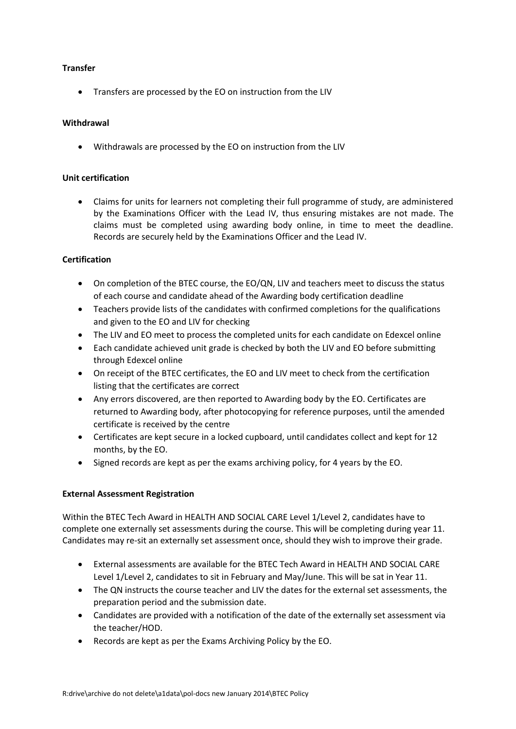**Transfer**

- Transfers are processed by the EO on instruction from the LIV

**Withdrawal**

- Withdrawals are processed by the EO on instruction from the LIV

**Unit certification**

- Claims for units for learners not completing their full programme of study, are administered by the Examinations Officer with the Lead IV, thus ensuring mistakes are not made. The claims must be completed using awarding body online, in time to meet the deadline. Records are securely held by the Examinations Officer and the Lead IV.

**Certification**

- On completion of the BTEC course, the EO/QN, LIV and teachers meet to discuss the status of each course and candidate ahead of the Awarding body certification deadline
- Teachers provide lists of the candidates with confirmed completions for the qualifications and given to the EO and LIV for checking
- The LIV and EO meet to process the completed units for each candidate on Edexcel online
- Each candidate achieved unit grade is checked by both the LIV and EO before submitting through Edexcel online
- On receipt of the BTEC certificates, the EO and LIV meet to check from the certification listing that the certificates are correct
- Any errors discovered, are then reported to Awarding body by the EO. Certificates are returned to Awarding body, after photocopying for reference purposes, until the amended certificate is received by the centre
- Certificates are kept secure in a locked cupboard, until candidates collect and kept for 12 months, by the EO.
- Signed records are kept as per the exams archiving policy, for 4 years by the EO.

**External Assessment Registration**

Within the BTEC Tech Award in HEALTH AND SOCIAL CARE Level 1/Level 2, candidates have to complete one externally set assessments during the course. This will be completing during year 11. Candidates may re-sit an externally set assessment once, should they wish to improve their grade.

- External assessments are available for the BTEC Tech Award in HEALTH AND SOCIAL CARE Level 1/Level 2, candidates to sit in February and May/June. This will be sat in Year 11.
- The QN instructs the course teacher and LIV the dates for the external set assessments, the preparation period and the submission date.
- Candidates are provided with a notification of the date of the externally set assessment via the teacher/HOD.
- Records are kept as per the Exams Archiving Policy by the EO.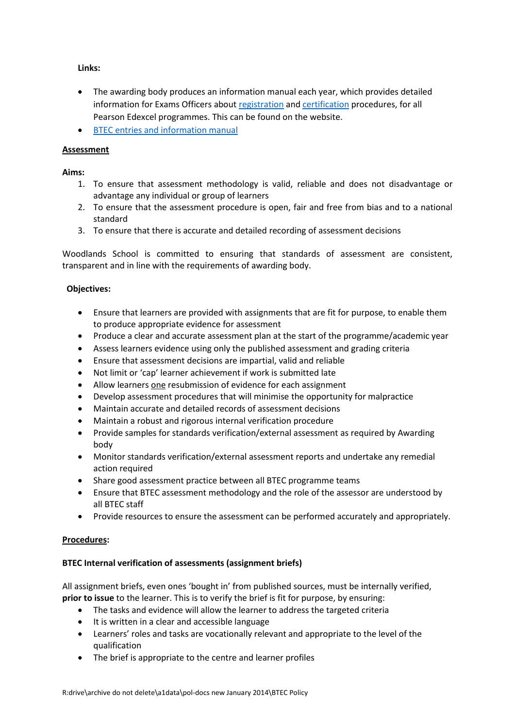**Links:**

- The awarding body produces an information manual each year, which provides detailed information for Exams Officers about registration and certification procedures, for all Pearson Edexcel programmes. This can be found on the website.
- BTEC entries and information manual

## Assessment

**Aims:**

1. To ensure that assessment methodology is valid, reliable and does not disadvantage or advantage any individual or group of learners
2. To ensure that the assessment procedure is open, fair and free from bias and to a national standard
3. To ensure that there is accurate and detailed recording of assessment decisions

Woodlands School is committed to ensuring that standards of assessment are consistent, transparent and in line with the requirements of awarding body.

**Objectives:**

- Ensure that learners are provided with assignments that are fit for purpose, to enable them to produce appropriate evidence for assessment
- Produce a clear and accurate assessment plan at the start of the programme/academic year
- Assess learners evidence using only the published assessment and grading criteria
- Ensure that assessment decisions are impartial, valid and reliable
- Not limit or 'cap' learner achievement if work is submitted late
- Allow learners one resubmission of evidence for each assignment
- Develop assessment procedures that will minimise the opportunity for malpractice
- Maintain accurate and detailed records of assessment decisions
- Maintain a robust and rigorous internal verification procedure
- Provide samples for standards verification/external assessment as required by Awarding body
- Monitor standards verification/external assessment reports and undertake any remedial action required
- Share good assessment practice between all BTEC programme teams
- Ensure that BTEC assessment methodology and the role of the assessor are understood by all BTEC staff
- Provide resources to ensure the assessment can be performed accurately and appropriately.

## Procedures:

**BTEC Internal verification of assessments (assignment briefs)**

All assignment briefs, even ones 'bought in' from published sources, must be internally verified, **prior to issue** to the learner. This is to verify the brief is fit for purpose, by ensuring:

- The tasks and evidence will allow the learner to address the targeted criteria
- It is written in a clear and accessible language
- Learners' roles and tasks are vocationally relevant and appropriate to the level of the qualification
- The brief is appropriate to the centre and learner profiles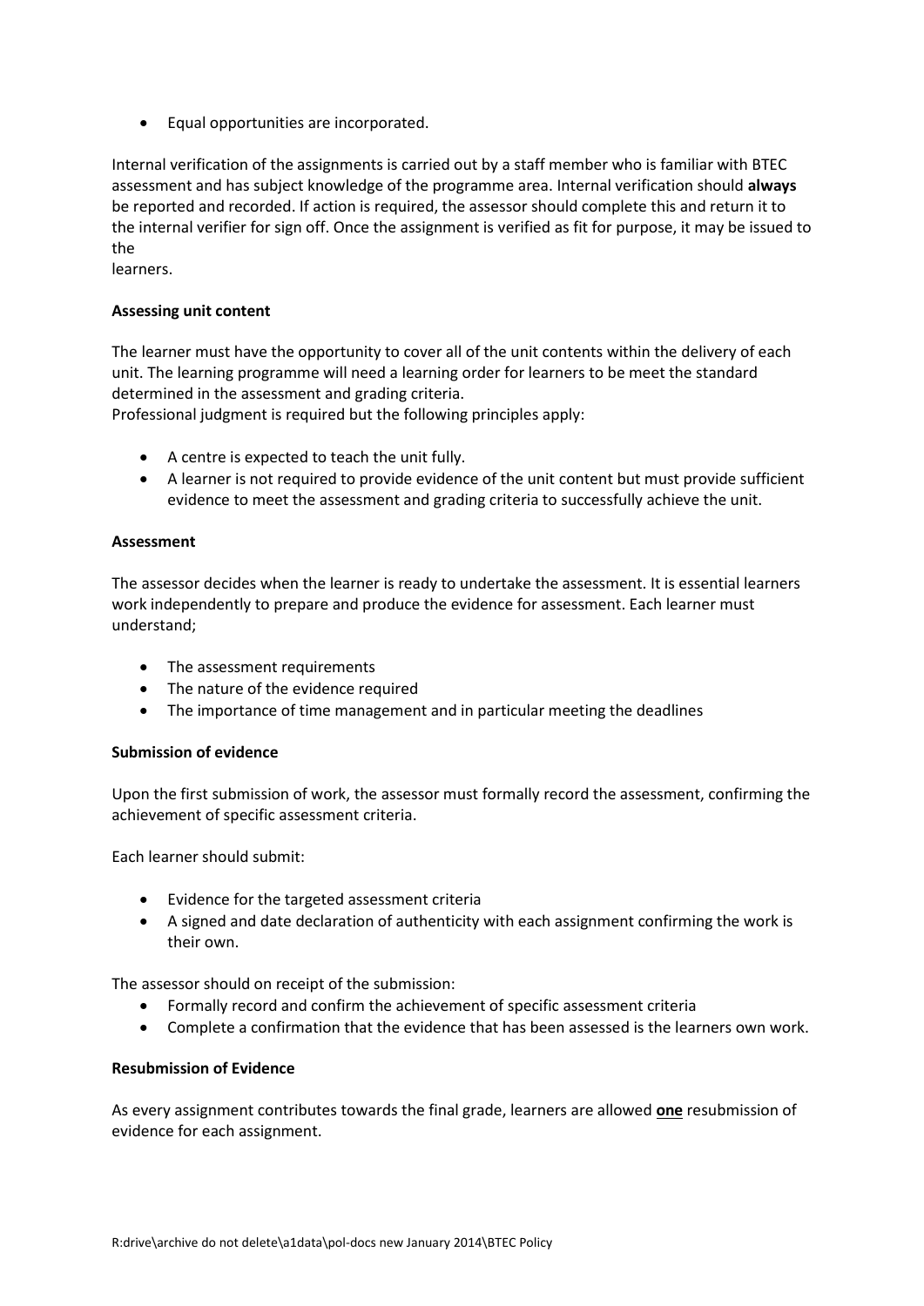- Equal opportunities are incorporated.

Internal verification of the assignments is carried out by a staff member who is familiar with BTEC assessment and has subject knowledge of the programme area. Internal verification should **always** be reported and recorded. If action is required, the assessor should complete this and return it to the internal verifier for sign off. Once the assignment is verified as fit for purpose, it may be issued to the learners.

**Assessing unit content**

The learner must have the opportunity to cover all of the unit contents within the delivery of each unit. The learning programme will need a learning order for learners to be meet the standard determined in the assessment and grading criteria.
Professional judgment is required but the following principles apply:

- A centre is expected to teach the unit fully.
- A learner is not required to provide evidence of the unit content but must provide sufficient evidence to meet the assessment and grading criteria to successfully achieve the unit.

**Assessment**

The assessor decides when the learner is ready to undertake the assessment. It is essential learners work independently to prepare and produce the evidence for assessment. Each learner must understand;

- The assessment requirements
- The nature of the evidence required
- The importance of time management and in particular meeting the deadlines

**Submission of evidence**

Upon the first submission of work, the assessor must formally record the assessment, confirming the achievement of specific assessment criteria.

Each learner should submit:

- Evidence for the targeted assessment criteria
- A signed and date declaration of authenticity with each assignment confirming the work is their own.

The assessor should on receipt of the submission:

- Formally record and confirm the achievement of specific assessment criteria
- Complete a confirmation that the evidence that has been assessed is the learners own work.

**Resubmission of Evidence**

As every assignment contributes towards the final grade, learners are allowed **one** resubmission of evidence for each assignment.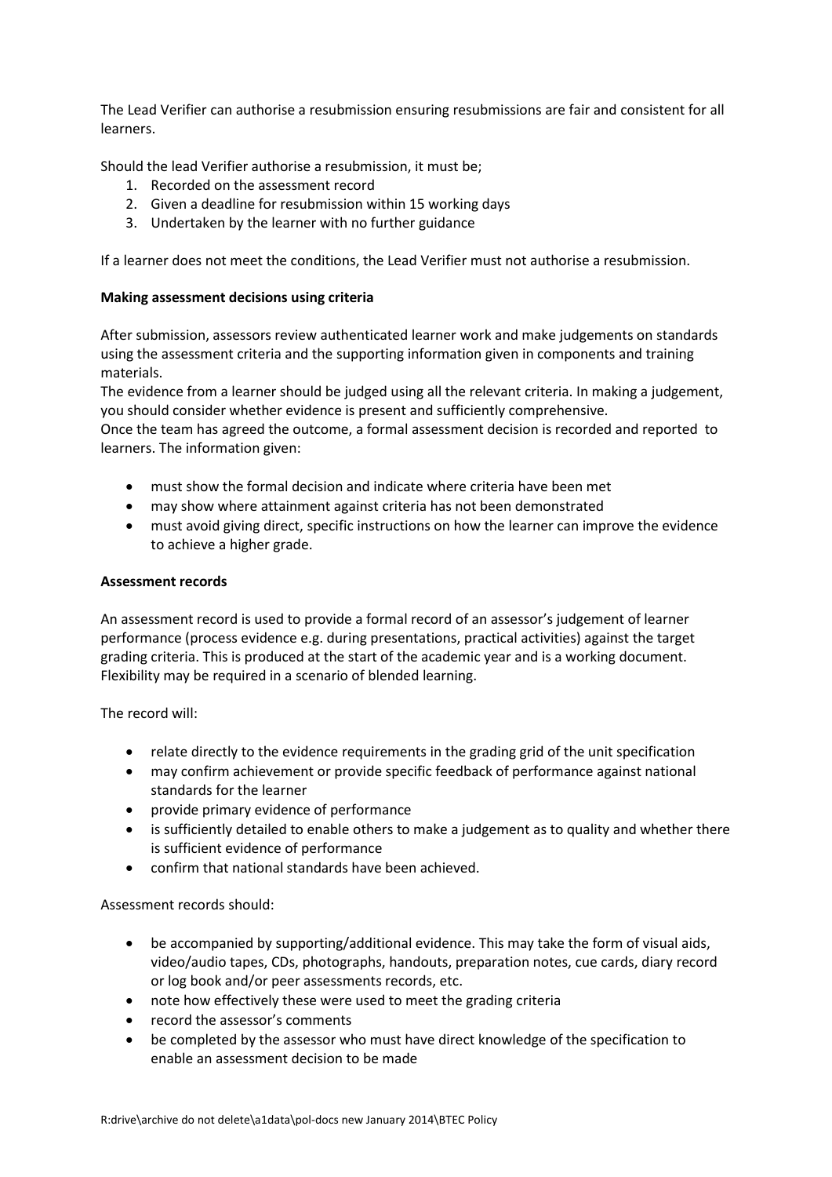The Lead Verifier can authorise a resubmission ensuring resubmissions are fair and consistent for all learners.

Should the lead Verifier authorise a resubmission, it must be;

1. Recorded on the assessment record
2. Given a deadline for resubmission within 15 working days
3. Undertaken by the learner with no further guidance

If a learner does not meet the conditions, the Lead Verifier must not authorise a resubmission.

**Making assessment decisions using criteria**

After submission, assessors review authenticated learner work and make judgements on standards using the assessment criteria and the supporting information given in components and training materials.

The evidence from a learner should be judged using all the relevant criteria. In making a judgement, you should consider whether evidence is present and sufficiently comprehensive.

Once the team has agreed the outcome, a formal assessment decision is recorded and reported to learners. The information given:

- must show the formal decision and indicate where criteria have been met
- may show where attainment against criteria has not been demonstrated
- must avoid giving direct, specific instructions on how the learner can improve the evidence to achieve a higher grade.

**Assessment records**

An assessment record is used to provide a formal record of an assessor's judgement of learner performance (process evidence e.g. during presentations, practical activities) against the target grading criteria. This is produced at the start of the academic year and is a working document. Flexibility may be required in a scenario of blended learning.

The record will:

- relate directly to the evidence requirements in the grading grid of the unit specification
- may confirm achievement or provide specific feedback of performance against national standards for the learner
- provide primary evidence of performance
- is sufficiently detailed to enable others to make a judgement as to quality and whether there is sufficient evidence of performance
- confirm that national standards have been achieved.

Assessment records should:

- be accompanied by supporting/additional evidence. This may take the form of visual aids, video/audio tapes, CDs, photographs, handouts, preparation notes, cue cards, diary record or log book and/or peer assessments records, etc.
- note how effectively these were used to meet the grading criteria
- record the assessor's comments
- be completed by the assessor who must have direct knowledge of the specification to enable an assessment decision to be made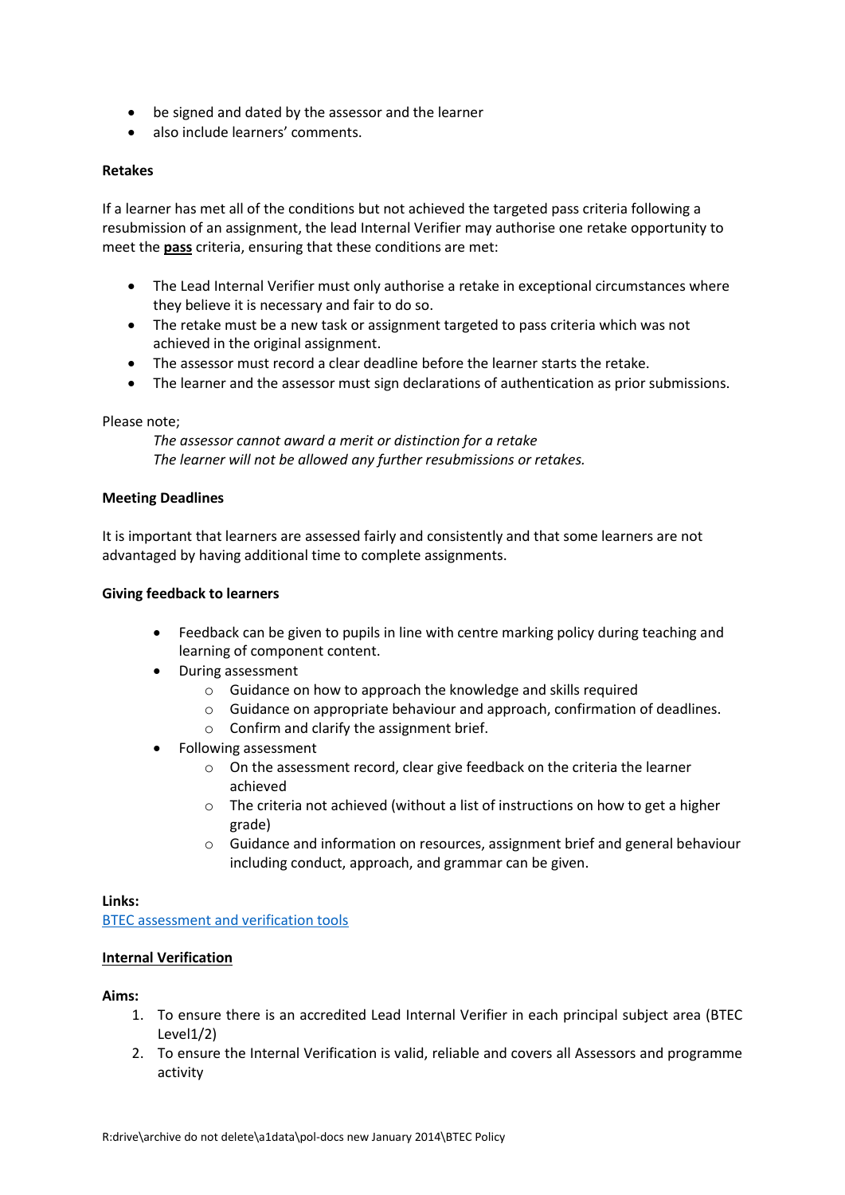- be signed and dated by the assessor and the learner
- also include learners' comments.

**Retakes**

If a learner has met all of the conditions but not achieved the targeted pass criteria following a resubmission of an assignment, the lead Internal Verifier may authorise one retake opportunity to meet the **pass** criteria, ensuring that these conditions are met:

- The Lead Internal Verifier must only authorise a retake in exceptional circumstances where they believe it is necessary and fair to do so.
- The retake must be a new task or assignment targeted to pass criteria which was not achieved in the original assignment.
- The assessor must record a clear deadline before the learner starts the retake.
- The learner and the assessor must sign declarations of authentication as prior submissions.

Please note;

*The assessor cannot award a merit or distinction for a retake*
*The learner will not be allowed any further resubmissions or retakes.*

**Meeting Deadlines**

It is important that learners are assessed fairly and consistently and that some learners are not advantaged by having additional time to complete assignments.

**Giving feedback to learners**

- Feedback can be given to pupils in line with centre marking policy during teaching and learning of component content.
- During assessment
  - Guidance on how to approach the knowledge and skills required
  - Guidance on appropriate behaviour and approach, confirmation of deadlines.
  - Confirm and clarify the assignment brief.
- Following assessment
  - On the assessment record, clear give feedback on the criteria the learner achieved
  - The criteria not achieved (without a list of instructions on how to get a higher grade)
  - Guidance and information on resources, assignment brief and general behaviour including conduct, approach, and grammar can be given.

**Links:**
BTEC assessment and verification tools

**Internal Verification**

**Aims:**

1. To ensure there is an accredited Lead Internal Verifier in each principal subject area (BTEC Level1/2)
2. To ensure the Internal Verification is valid, reliable and covers all Assessors and programme activity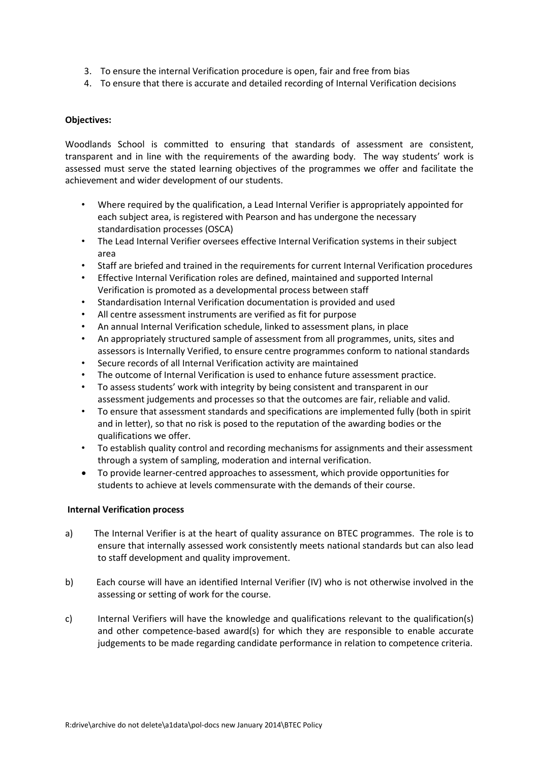3. To ensure the internal Verification procedure is open, fair and free from bias
4. To ensure that there is accurate and detailed recording of Internal Verification decisions

**Objectives:**

Woodlands School is committed to ensuring that standards of assessment are consistent, transparent and in line with the requirements of the awarding body. The way students' work is assessed must serve the stated learning objectives of the programmes we offer and facilitate the achievement and wider development of our students.

- Where required by the qualification, a Lead Internal Verifier is appropriately appointed for each subject area, is registered with Pearson and has undergone the necessary standardisation processes (OSCA)
- The Lead Internal Verifier oversees effective Internal Verification systems in their subject area
- Staff are briefed and trained in the requirements for current Internal Verification procedures
- Effective Internal Verification roles are defined, maintained and supported Internal Verification is promoted as a developmental process between staff
- Standardisation Internal Verification documentation is provided and used
- All centre assessment instruments are verified as fit for purpose
- An annual Internal Verification schedule, linked to assessment plans, in place
- An appropriately structured sample of assessment from all programmes, units, sites and assessors is Internally Verified, to ensure centre programmes conform to national standards
- Secure records of all Internal Verification activity are maintained
- The outcome of Internal Verification is used to enhance future assessment practice.
- To assess students' work with integrity by being consistent and transparent in our assessment judgements and processes so that the outcomes are fair, reliable and valid.
- To ensure that assessment standards and specifications are implemented fully (both in spirit and in letter), so that no risk is posed to the reputation of the awarding bodies or the qualifications we offer.
- To establish quality control and recording mechanisms for assignments and their assessment through a system of sampling, moderation and internal verification.
- To provide learner-centred approaches to assessment, which provide opportunities for students to achieve at levels commensurate with the demands of their course.

**Internal Verification process**

a) The Internal Verifier is at the heart of quality assurance on BTEC programmes. The role is to ensure that internally assessed work consistently meets national standards but can also lead to staff development and quality improvement.

b) Each course will have an identified Internal Verifier (IV) who is not otherwise involved in the assessing or setting of work for the course.

c) Internal Verifiers will have the knowledge and qualifications relevant to the qualification(s) and other competence-based award(s) for which they are responsible to enable accurate judgements to be made regarding candidate performance in relation to competence criteria.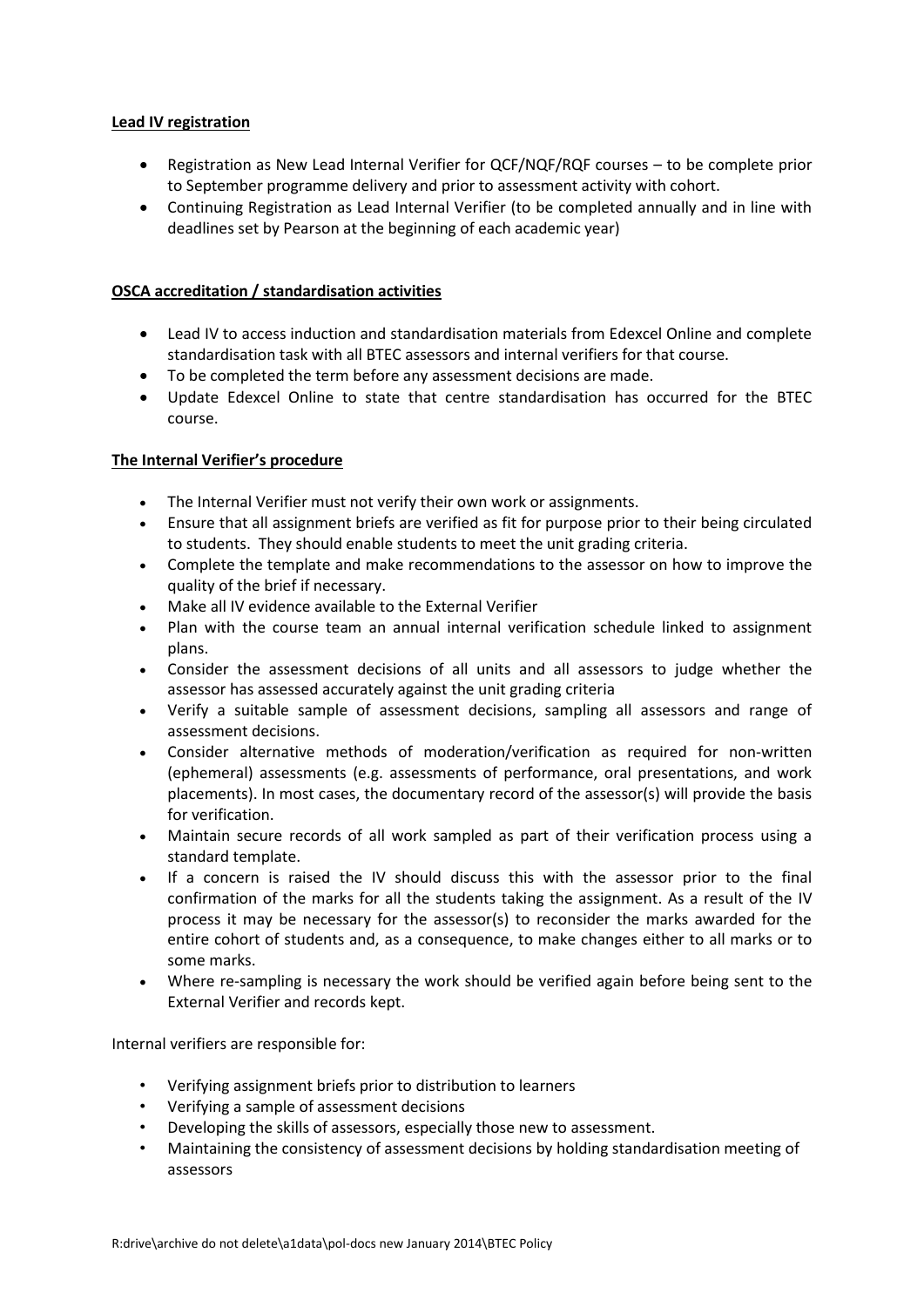**Lead IV registration**

- Registration as New Lead Internal Verifier for QCF/NQF/RQF courses – to be complete prior to September programme delivery and prior to assessment activity with cohort.
- Continuing Registration as Lead Internal Verifier (to be completed annually and in line with deadlines set by Pearson at the beginning of each academic year)

**OSCA accreditation / standardisation activities**

- Lead IV to access induction and standardisation materials from Edexcel Online and complete standardisation task with all BTEC assessors and internal verifiers for that course.
- To be completed the term before any assessment decisions are made.
- Update Edexcel Online to state that centre standardisation has occurred for the BTEC course.

**The Internal Verifier's procedure**

- The Internal Verifier must not verify their own work or assignments.
- Ensure that all assignment briefs are verified as fit for purpose prior to their being circulated to students. They should enable students to meet the unit grading criteria.
- Complete the template and make recommendations to the assessor on how to improve the quality of the brief if necessary.
- Make all IV evidence available to the External Verifier
- Plan with the course team an annual internal verification schedule linked to assignment plans.
- Consider the assessment decisions of all units and all assessors to judge whether the assessor has assessed accurately against the unit grading criteria
- Verify a suitable sample of assessment decisions, sampling all assessors and range of assessment decisions.
- Consider alternative methods of moderation/verification as required for non-written (ephemeral) assessments (e.g. assessments of performance, oral presentations, and work placements). In most cases, the documentary record of the assessor(s) will provide the basis for verification.
- Maintain secure records of all work sampled as part of their verification process using a standard template.
- If a concern is raised the IV should discuss this with the assessor prior to the final confirmation of the marks for all the students taking the assignment. As a result of the IV process it may be necessary for the assessor(s) to reconsider the marks awarded for the entire cohort of students and, as a consequence, to make changes either to all marks or to some marks.
- Where re-sampling is necessary the work should be verified again before being sent to the External Verifier and records kept.

Internal verifiers are responsible for:

- Verifying assignment briefs prior to distribution to learners
- Verifying a sample of assessment decisions
- Developing the skills of assessors, especially those new to assessment.
- Maintaining the consistency of assessment decisions by holding standardisation meeting of assessors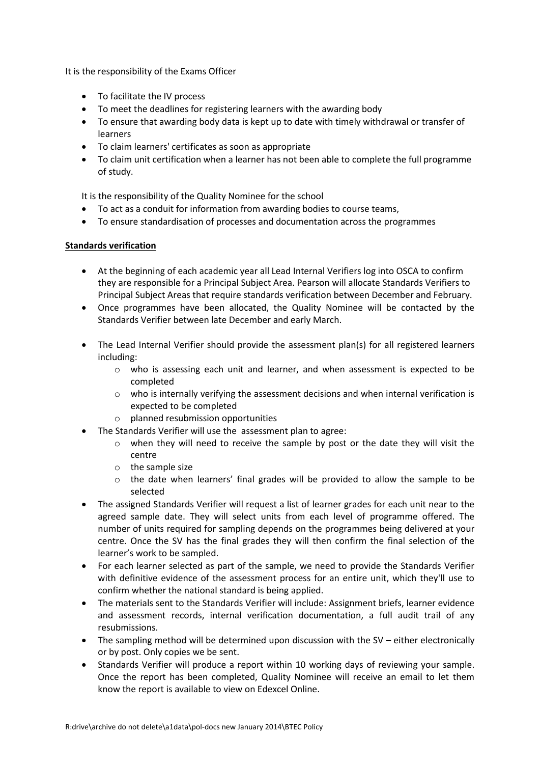It is the responsibility of the Exams Officer

- To facilitate the IV process
- To meet the deadlines for registering learners with the awarding body
- To ensure that awarding body data is kept up to date with timely withdrawal or transfer of learners
- To claim learners' certificates as soon as appropriate
- To claim unit certification when a learner has not been able to complete the full programme of study.

It is the responsibility of the Quality Nominee for the school

- To act as a conduit for information from awarding bodies to course teams,
- To ensure standardisation of processes and documentation across the programmes

**Standards verification**

- At the beginning of each academic year all Lead Internal Verifiers log into OSCA to confirm they are responsible for a Principal Subject Area. Pearson will allocate Standards Verifiers to Principal Subject Areas that require standards verification between December and February.
- Once programmes have been allocated, the Quality Nominee will be contacted by the Standards Verifier between late December and early March.
- The Lead Internal Verifier should provide the assessment plan(s) for all registered learners including:
  - who is assessing each unit and learner, and when assessment is expected to be completed
  - who is internally verifying the assessment decisions and when internal verification is expected to be completed
  - planned resubmission opportunities
- The Standards Verifier will use the assessment plan to agree:
  - when they will need to receive the sample by post or the date they will visit the centre
  - the sample size
  - the date when learners' final grades will be provided to allow the sample to be selected
- The assigned Standards Verifier will request a list of learner grades for each unit near to the agreed sample date. They will select units from each level of programme offered. The number of units required for sampling depends on the programmes being delivered at your centre. Once the SV has the final grades they will then confirm the final selection of the learner's work to be sampled.
- For each learner selected as part of the sample, we need to provide the Standards Verifier with definitive evidence of the assessment process for an entire unit, which they'll use to confirm whether the national standard is being applied.
- The materials sent to the Standards Verifier will include: Assignment briefs, learner evidence and assessment records, internal verification documentation, a full audit trail of any resubmissions.
- The sampling method will be determined upon discussion with the SV – either electronically or by post. Only copies we be sent.
- Standards Verifier will produce a report within 10 working days of reviewing your sample. Once the report has been completed, Quality Nominee will receive an email to let them know the report is available to view on Edexcel Online.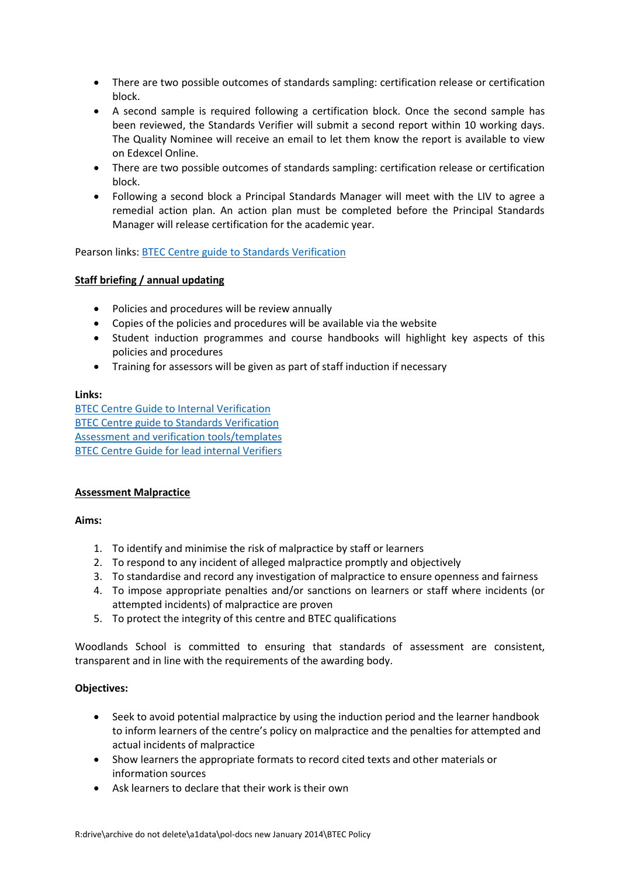- There are two possible outcomes of standards sampling: certification release or certification block.
- A second sample is required following a certification block. Once the second sample has been reviewed, the Standards Verifier will submit a second report within 10 working days. The Quality Nominee will receive an email to let them know the report is available to view on Edexcel Online.
- There are two possible outcomes of standards sampling: certification release or certification block.
- Following a second block a Principal Standards Manager will meet with the LIV to agree a remedial action plan. An action plan must be completed before the Principal Standards Manager will release certification for the academic year.

Pearson links: BTEC Centre guide to Standards Verification

**Staff briefing / annual updating**

- Policies and procedures will be review annually
- Copies of the policies and procedures will be available via the website
- Student induction programmes and course handbooks will highlight key aspects of this policies and procedures
- Training for assessors will be given as part of staff induction if necessary

**Links:**

BTEC Centre Guide to Internal Verification
BTEC Centre guide to Standards Verification
Assessment and verification tools/templates
BTEC Centre Guide for lead internal Verifiers

**Assessment Malpractice**

**Aims:**

1. To identify and minimise the risk of malpractice by staff or learners
2. To respond to any incident of alleged malpractice promptly and objectively
3. To standardise and record any investigation of malpractice to ensure openness and fairness
4. To impose appropriate penalties and/or sanctions on learners or staff where incidents (or attempted incidents) of malpractice are proven
5. To protect the integrity of this centre and BTEC qualifications

Woodlands School is committed to ensuring that standards of assessment are consistent, transparent and in line with the requirements of the awarding body.

**Objectives:**

- Seek to avoid potential malpractice by using the induction period and the learner handbook to inform learners of the centre's policy on malpractice and the penalties for attempted and actual incidents of malpractice
- Show learners the appropriate formats to record cited texts and other materials or information sources
- Ask learners to declare that their work is their own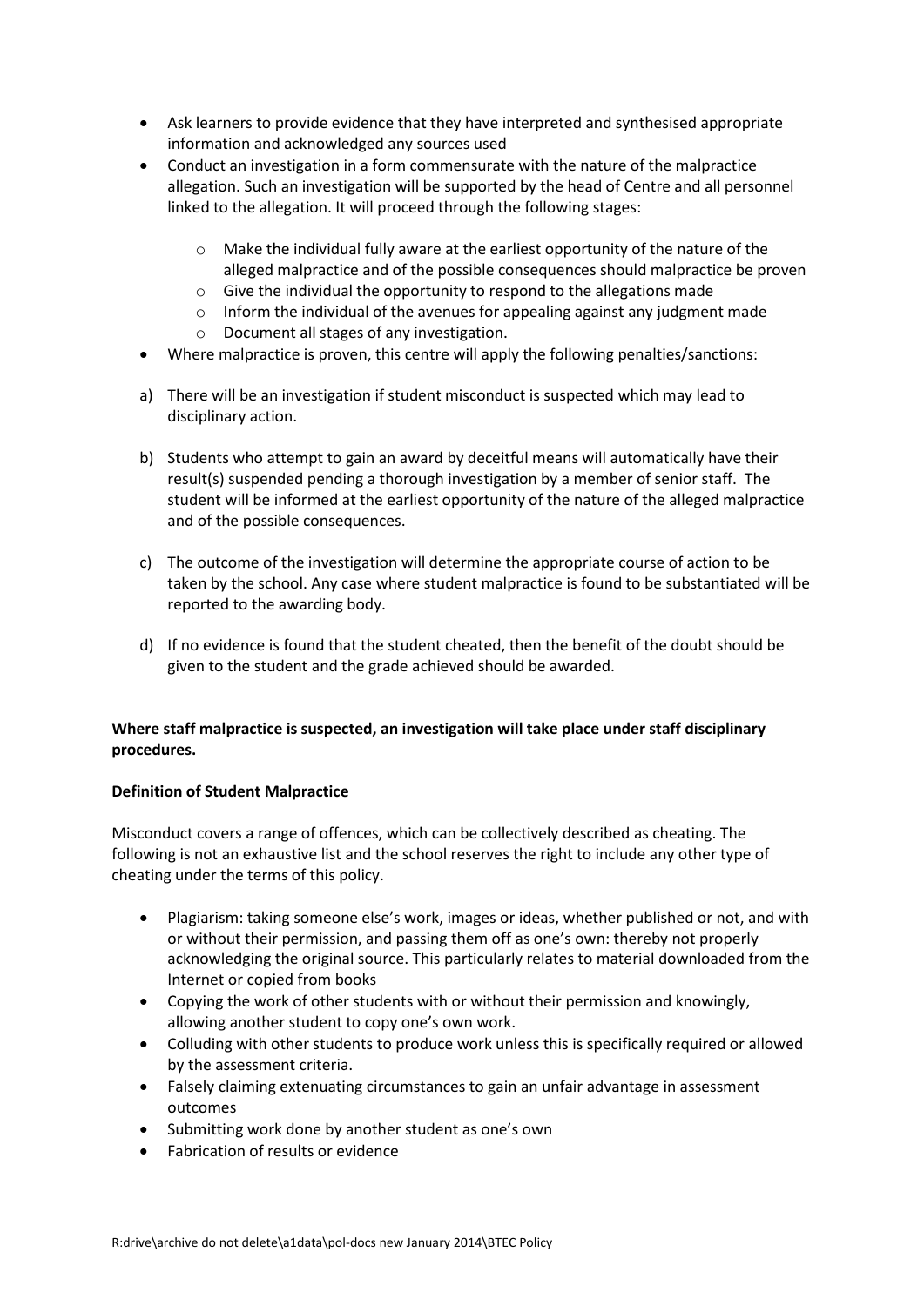- Ask learners to provide evidence that they have interpreted and synthesised appropriate information and acknowledged any sources used
- Conduct an investigation in a form commensurate with the nature of the malpractice allegation. Such an investigation will be supported by the head of Centre and all personnel linked to the allegation. It will proceed through the following stages:
    - Make the individual fully aware at the earliest opportunity of the nature of the alleged malpractice and of the possible consequences should malpractice be proven
    - Give the individual the opportunity to respond to the allegations made
    - Inform the individual of the avenues for appealing against any judgment made
    - Document all stages of any investigation.
- Where malpractice is proven, this centre will apply the following penalties/sanctions:

a) There will be an investigation if student misconduct is suspected which may lead to disciplinary action.

b) Students who attempt to gain an award by deceitful means will automatically have their result(s) suspended pending a thorough investigation by a member of senior staff. The student will be informed at the earliest opportunity of the nature of the alleged malpractice and of the possible consequences.

c) The outcome of the investigation will determine the appropriate course of action to be taken by the school. Any case where student malpractice is found to be substantiated will be reported to the awarding body.

d) If no evidence is found that the student cheated, then the benefit of the doubt should be given to the student and the grade achieved should be awarded.

**Where staff malpractice is suspected, an investigation will take place under staff disciplinary procedures.**

**Definition of Student Malpractice**

Misconduct covers a range of offences, which can be collectively described as cheating. The following is not an exhaustive list and the school reserves the right to include any other type of cheating under the terms of this policy.

- Plagiarism: taking someone else's work, images or ideas, whether published or not, and with or without their permission, and passing them off as one's own: thereby not properly acknowledging the original source. This particularly relates to material downloaded from the Internet or copied from books
- Copying the work of other students with or without their permission and knowingly, allowing another student to copy one's own work.
- Colluding with other students to produce work unless this is specifically required or allowed by the assessment criteria.
- Falsely claiming extenuating circumstances to gain an unfair advantage in assessment outcomes
- Submitting work done by another student as one's own
- Fabrication of results or evidence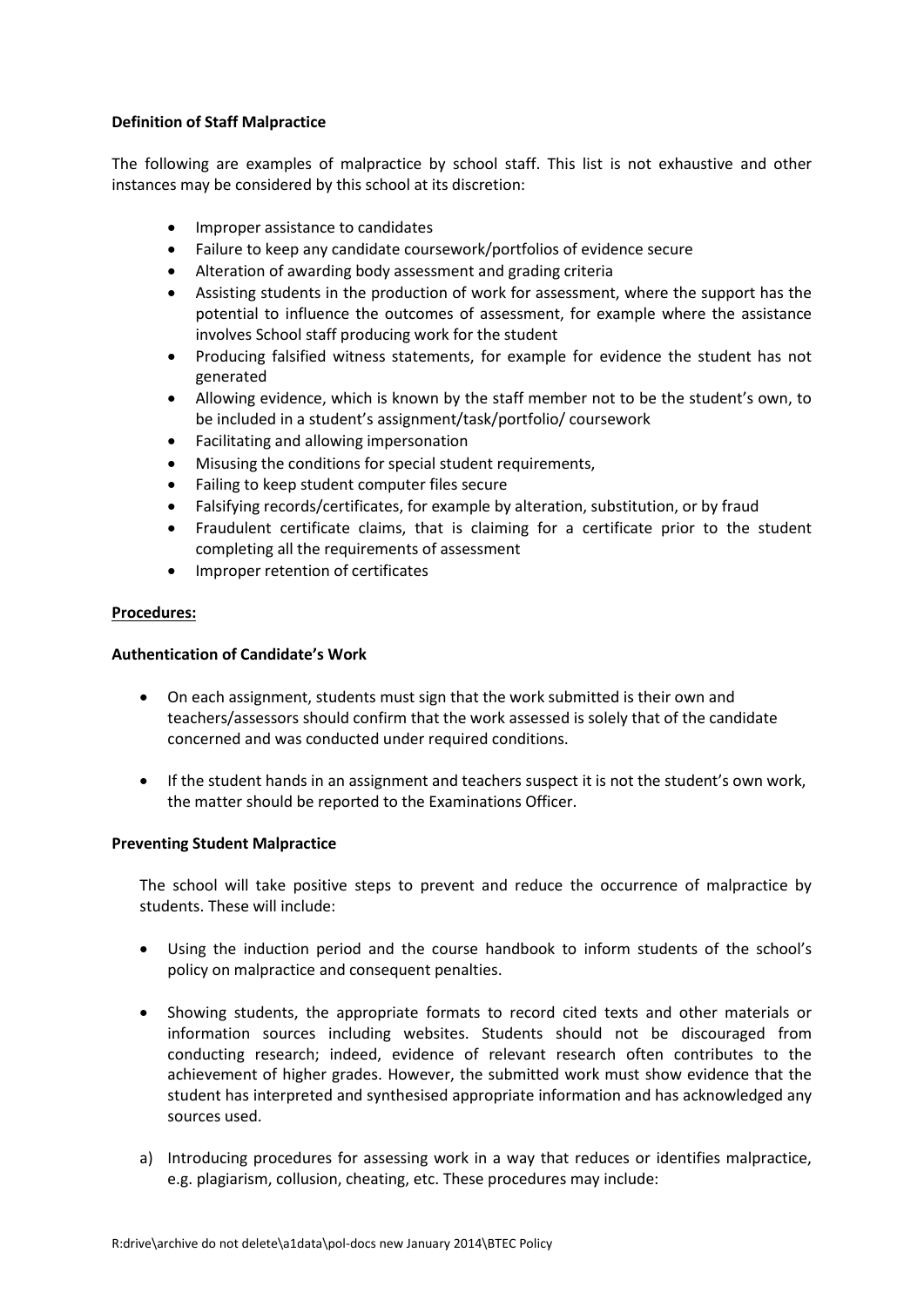**Definition of Staff Malpractice**

The following are examples of malpractice by school staff. This list is not exhaustive and other instances may be considered by this school at its discretion:

- Improper assistance to candidates
- Failure to keep any candidate coursework/portfolios of evidence secure
- Alteration of awarding body assessment and grading criteria
- Assisting students in the production of work for assessment, where the support has the potential to influence the outcomes of assessment, for example where the assistance involves School staff producing work for the student
- Producing falsified witness statements, for example for evidence the student has not generated
- Allowing evidence, which is known by the staff member not to be the student's own, to be included in a student's assignment/task/portfolio/ coursework
- Facilitating and allowing impersonation
- Misusing the conditions for special student requirements,
- Failing to keep student computer files secure
- Falsifying records/certificates, for example by alteration, substitution, or by fraud
- Fraudulent certificate claims, that is claiming for a certificate prior to the student completing all the requirements of assessment
- Improper retention of certificates

**Procedures:**

**Authentication of Candidate's Work**

- On each assignment, students must sign that the work submitted is their own and teachers/assessors should confirm that the work assessed is solely that of the candidate concerned and was conducted under required conditions.

- If the student hands in an assignment and teachers suspect it is not the student's own work, the matter should be reported to the Examinations Officer.

**Preventing Student Malpractice**

The school will take positive steps to prevent and reduce the occurrence of malpractice by students. These will include:

- Using the induction period and the course handbook to inform students of the school's policy on malpractice and consequent penalties.

- Showing students, the appropriate formats to record cited texts and other materials or information sources including websites. Students should not be discouraged from conducting research; indeed, evidence of relevant research often contributes to the achievement of higher grades. However, the submitted work must show evidence that the student has interpreted and synthesised appropriate information and has acknowledged any sources used.

a) Introducing procedures for assessing work in a way that reduces or identifies malpractice, e.g. plagiarism, collusion, cheating, etc. These procedures may include: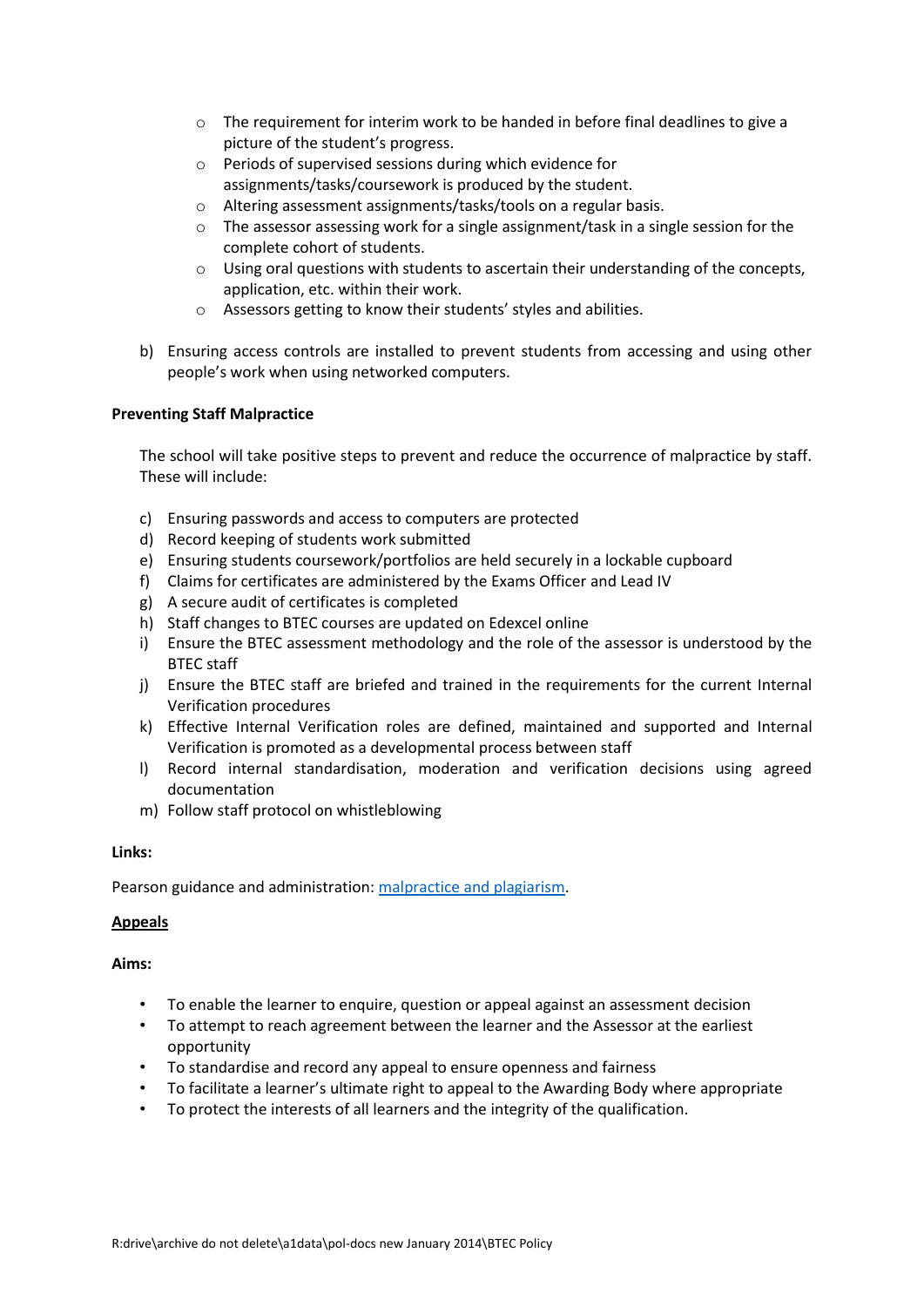- The requirement for interim work to be handed in before final deadlines to give a picture of the student's progress.
  - Periods of supervised sessions during which evidence for assignments/tasks/coursework is produced by the student.
  - Altering assessment assignments/tasks/tools on a regular basis.
  - The assessor assessing work for a single assignment/task in a single session for the complete cohort of students.
  - Using oral questions with students to ascertain their understanding of the concepts, application, etc. within their work.
  - Assessors getting to know their students' styles and abilities.

b) Ensuring access controls are installed to prevent students from accessing and using other people's work when using networked computers.

**Preventing Staff Malpractice**

The school will take positive steps to prevent and reduce the occurrence of malpractice by staff. These will include:

c) Ensuring passwords and access to computers are protected
d) Record keeping of students work submitted
e) Ensuring students coursework/portfolios are held securely in a lockable cupboard
f) Claims for certificates are administered by the Exams Officer and Lead IV
g) A secure audit of certificates is completed
h) Staff changes to BTEC courses are updated on Edexcel online
i) Ensure the BTEC assessment methodology and the role of the assessor is understood by the BTEC staff
j) Ensure the BTEC staff are briefed and trained in the requirements for the current Internal Verification procedures
k) Effective Internal Verification roles are defined, maintained and supported and Internal Verification is promoted as a developmental process between staff
l) Record internal standardisation, moderation and verification decisions using agreed documentation
m) Follow staff protocol on whistleblowing

**Links:**

Pearson guidance and administration: malpractice and plagiarism.

**Appeals**

**Aims:**

- To enable the learner to enquire, question or appeal against an assessment decision
- To attempt to reach agreement between the learner and the Assessor at the earliest opportunity
- To standardise and record any appeal to ensure openness and fairness
- To facilitate a learner's ultimate right to appeal to the Awarding Body where appropriate
- To protect the interests of all learners and the integrity of the qualification.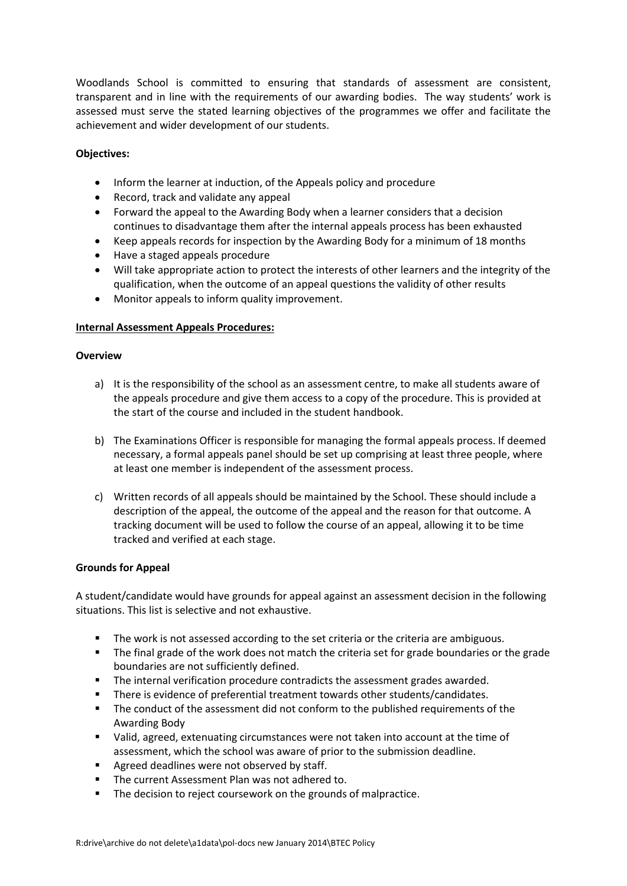Woodlands School is committed to ensuring that standards of assessment are consistent, transparent and in line with the requirements of our awarding bodies. The way students' work is assessed must serve the stated learning objectives of the programmes we offer and facilitate the achievement and wider development of our students.

**Objectives:**

- Inform the learner at induction, of the Appeals policy and procedure
- Record, track and validate any appeal
- Forward the appeal to the Awarding Body when a learner considers that a decision continues to disadvantage them after the internal appeals process has been exhausted
- Keep appeals records for inspection by the Awarding Body for a minimum of 18 months
- Have a staged appeals procedure
- Will take appropriate action to protect the interests of other learners and the integrity of the qualification, when the outcome of an appeal questions the validity of other results
- Monitor appeals to inform quality improvement.

**Internal Assessment Appeals Procedures:**

**Overview**

a) It is the responsibility of the school as an assessment centre, to make all students aware of the appeals procedure and give them access to a copy of the procedure. This is provided at the start of the course and included in the student handbook.

b) The Examinations Officer is responsible for managing the formal appeals process. If deemed necessary, a formal appeals panel should be set up comprising at least three people, where at least one member is independent of the assessment process.

c) Written records of all appeals should be maintained by the School. These should include a description of the appeal, the outcome of the appeal and the reason for that outcome. A tracking document will be used to follow the course of an appeal, allowing it to be time tracked and verified at each stage.

**Grounds for Appeal**

A student/candidate would have grounds for appeal against an assessment decision in the following situations. This list is selective and not exhaustive.

- The work is not assessed according to the set criteria or the criteria are ambiguous.
- The final grade of the work does not match the criteria set for grade boundaries or the grade boundaries are not sufficiently defined.
- The internal verification procedure contradicts the assessment grades awarded.
- There is evidence of preferential treatment towards other students/candidates.
- The conduct of the assessment did not conform to the published requirements of the Awarding Body
- Valid, agreed, extenuating circumstances were not taken into account at the time of assessment, which the school was aware of prior to the submission deadline.
- Agreed deadlines were not observed by staff.
- The current Assessment Plan was not adhered to.
- The decision to reject coursework on the grounds of malpractice.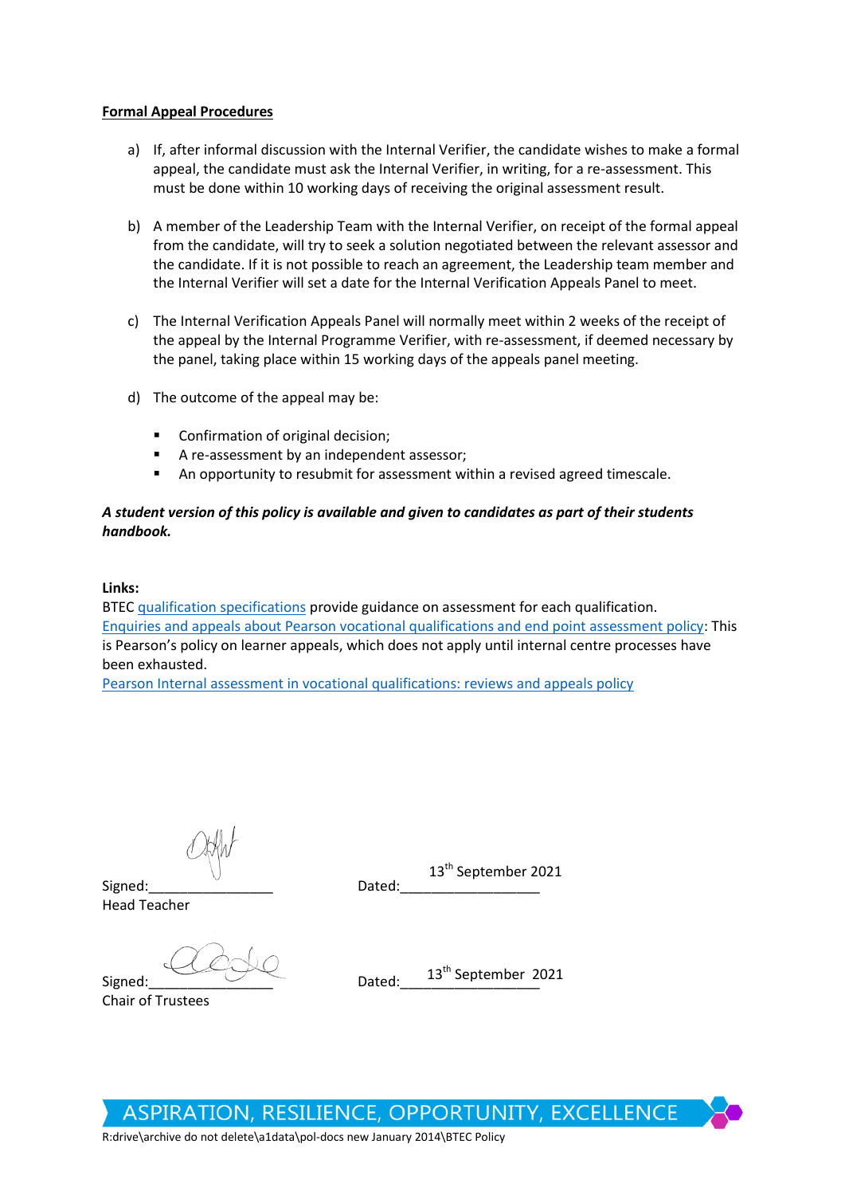**Formal Appeal Procedures**

a) If, after informal discussion with the Internal Verifier, the candidate wishes to make a formal appeal, the candidate must ask the Internal Verifier, in writing, for a re-assessment. This must be done within 10 working days of receiving the original assessment result.

b) A member of the Leadership Team with the Internal Verifier, on receipt of the formal appeal from the candidate, will try to seek a solution negotiated between the relevant assessor and the candidate. If it is not possible to reach an agreement, the Leadership team member and the Internal Verifier will set a date for the Internal Verification Appeals Panel to meet.

c) The Internal Verification Appeals Panel will normally meet within 2 weeks of the receipt of the appeal by the Internal Programme Verifier, with re-assessment, if deemed necessary by the panel, taking place within 15 working days of the appeals panel meeting.

d) The outcome of the appeal may be:

- Confirmation of original decision;
- A re-assessment by an independent assessor;
- An opportunity to resubmit for assessment within a revised agreed timescale.

***A student version of this policy is available and given to candidates as part of their students handbook.***

**Links:**

BTEC qualification specifications provide guidance on assessment for each qualification.
Enquiries and appeals about Pearson vocational qualifications and end point assessment policy: This is Pearson's policy on learner appeals, which does not apply until internal centre processes have been exhausted.
Pearson Internal assessment in vocational qualifications: reviews and appeals policy

Signed:________________ Dated: 13th September 2021
Head Teacher

Signed:________________ Dated: 13th September 2021
Chair of Trustees

ASPIRATION, RESILIENCE, OPPORTUNITY, EXCELLENCE

R:drive\archive do not delete\a1data\pol-docs new January 2014\BTEC Policy